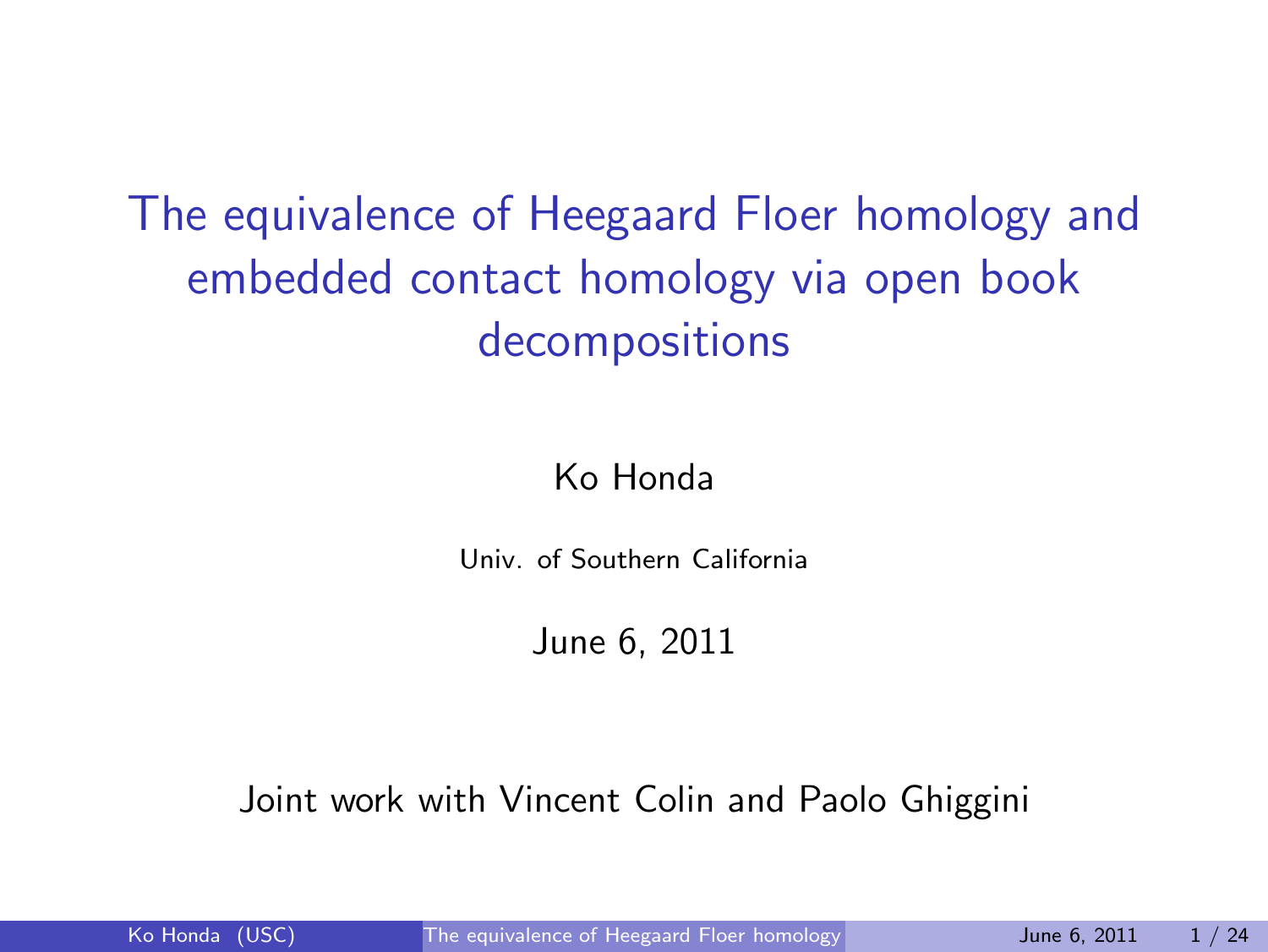# The equivalence of Heegaard Floer homology and embedded contact homology via open book decompositions

Ko Honda

Univ. of Southern California

June 6, 2011

Joint work with Vincent Colin and Paolo Ghiggini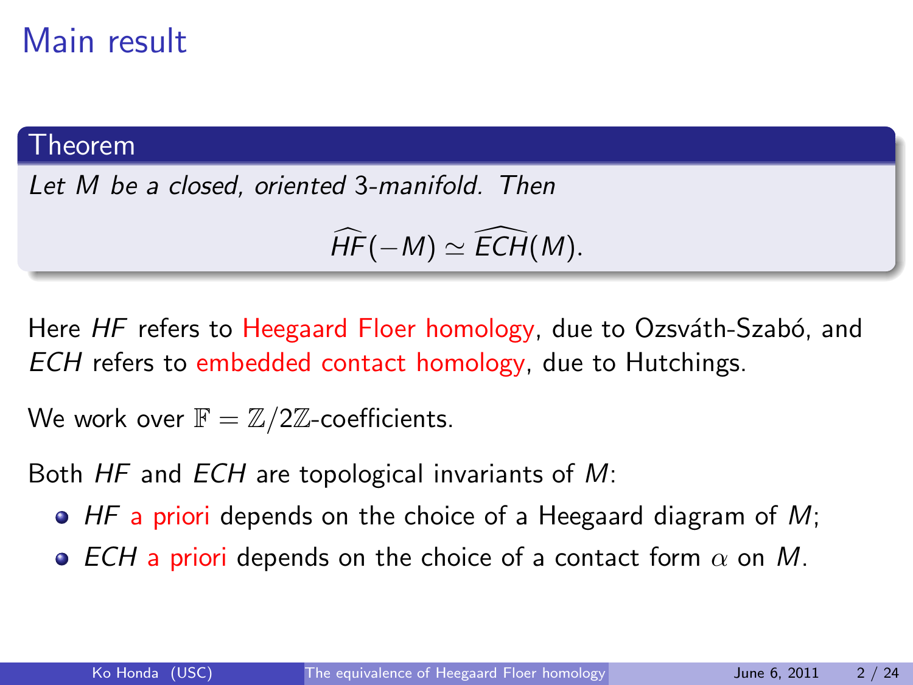# Main result

**Theorem**

*Let $M$ be a closed, oriented 3-manifold. Then*

$$\widehat{HF}(-M) \simeq \widehat{ECH}(M).$$

Here $HF$ refers to Heegaard Floer homology, due to Ozsváth-Szabó, and $ECH$ refers to embedded contact homology, due to Hutchings.

We work over $\mathbb{F} = \mathbb{Z}/2\mathbb{Z}$-coefficients.

Both $HF$ and $ECH$ are topological invariants of $M$:

- $HF$ a priori depends on the choice of a Heegaard diagram of $M$;
- $ECH$ a priori depends on the choice of a contact form $\alpha$ on $M$.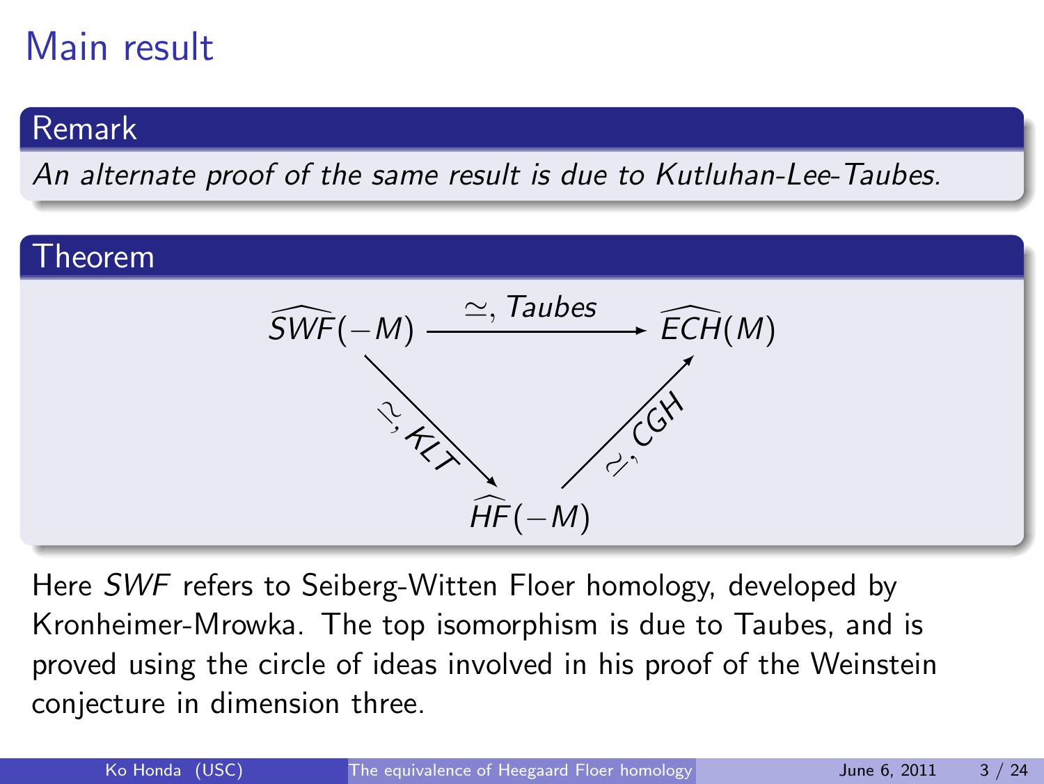# Main result

**Remark**

*An alternate proof of the same result is due to Kutluhan-Lee-Taubes.*

**Theorem**

$$
\begin{array}{ccc}
\widehat{SWF}(-M) & \xrightarrow{\simeq,\ \text{Taubes}} & \widehat{ECH}(M) \\
& \searrow^{\simeq,\ KLT} \qquad \nearrow_{\simeq,\ CGH} & \\
& \widehat{HF}(-M) &
\end{array}
$$

Here *SWF* refers to Seiberg-Witten Floer homology, developed by Kronheimer-Mrowka. The top isomorphism is due to Taubes, and is proved using the circle of ideas involved in his proof of the Weinstein conjecture in dimension three.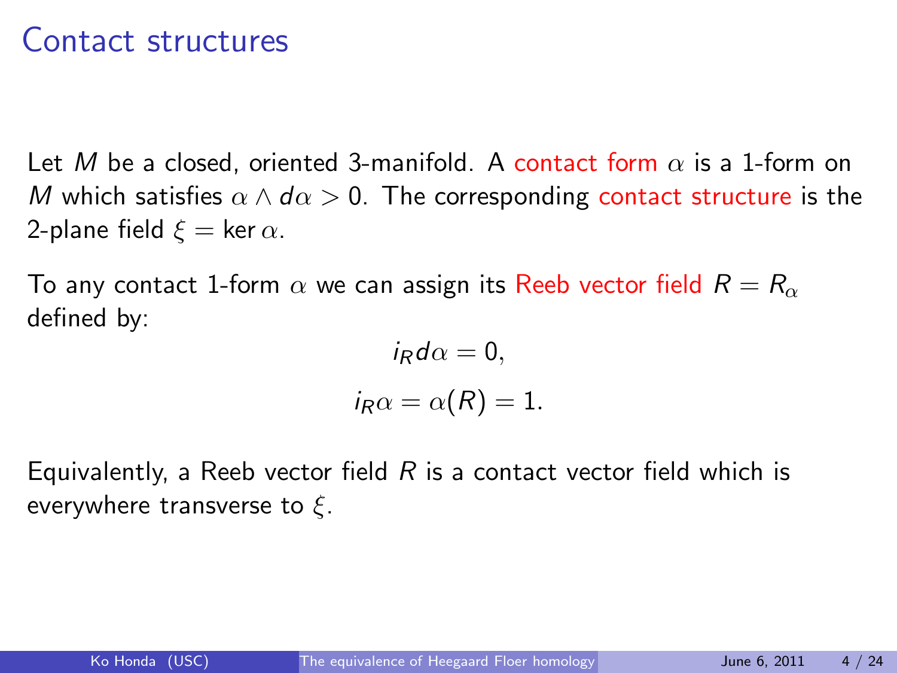# Contact structures

Let $M$ be a closed, oriented 3-manifold. A contact form $\alpha$ is a 1-form on $M$ which satisfies $\alpha \wedge d\alpha > 0$. The corresponding contact structure is the 2-plane field $\xi = \ker \alpha$.

To any contact 1-form $\alpha$ we can assign its Reeb vector field $R = R_\alpha$ defined by:

$$i_R d\alpha = 0,$$

$$i_R \alpha = \alpha(R) = 1.$$

Equivalently, a Reeb vector field $R$ is a contact vector field which is everywhere transverse to $\xi$.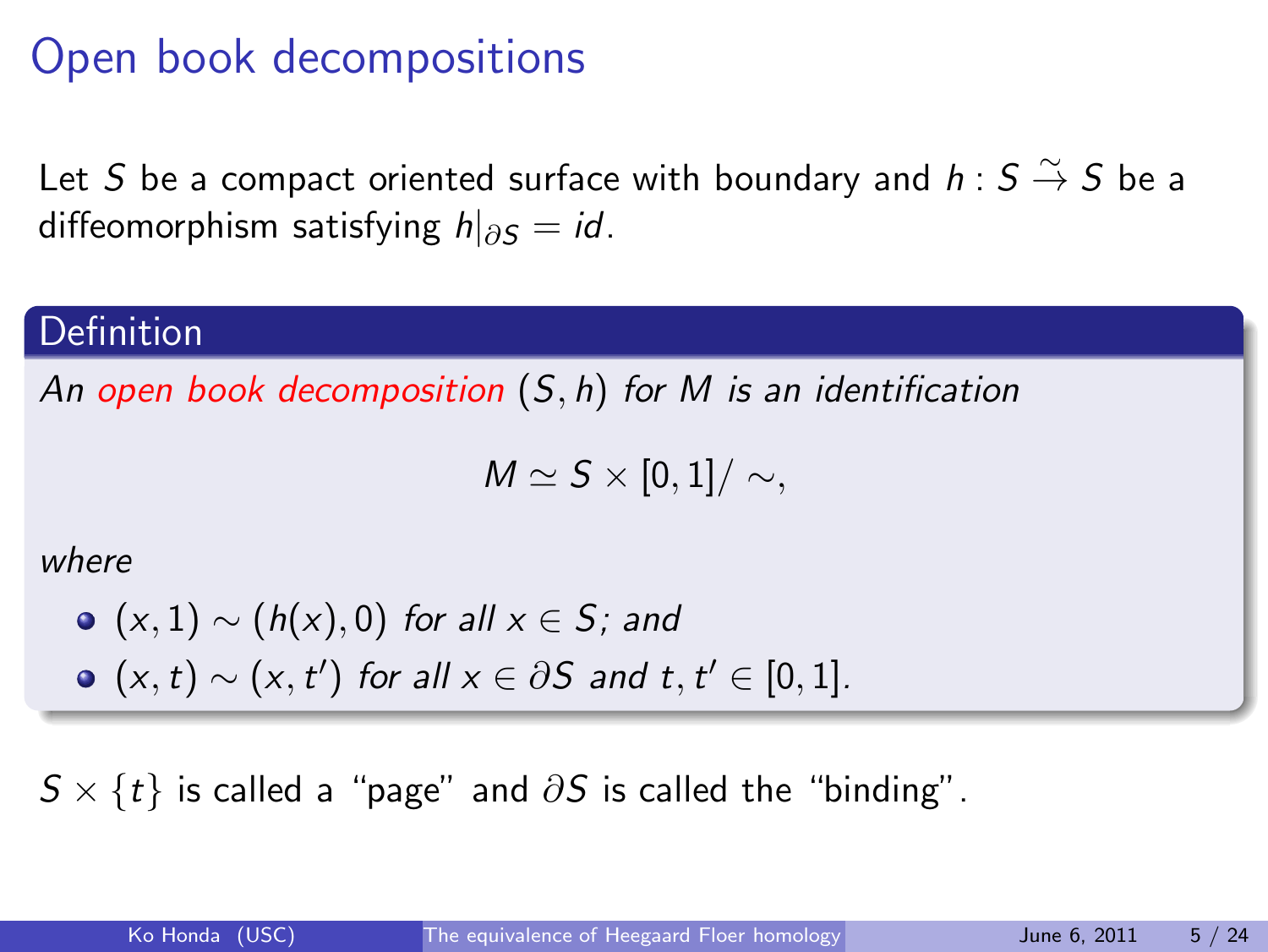# Open book decompositions

Let $S$ be a compact oriented surface with boundary and $h : S \xrightarrow{\sim} S$ be a diffeomorphism satisfying $h|_{\partial S} = id$.

**Definition**

*An* <span style="color:red">*open book decomposition*</span> $(S, h)$ *for* $M$ *is an identification*

$$M \simeq S \times [0,1]/\sim,$$

*where*

- $(x, 1) \sim (h(x), 0)$ *for all* $x \in S$*; and*
- $(x, t) \sim (x, t')$ *for all* $x \in \partial S$ *and* $t, t' \in [0,1]$.

$S \times \{t\}$ is called a "page" and $\partial S$ is called the "binding".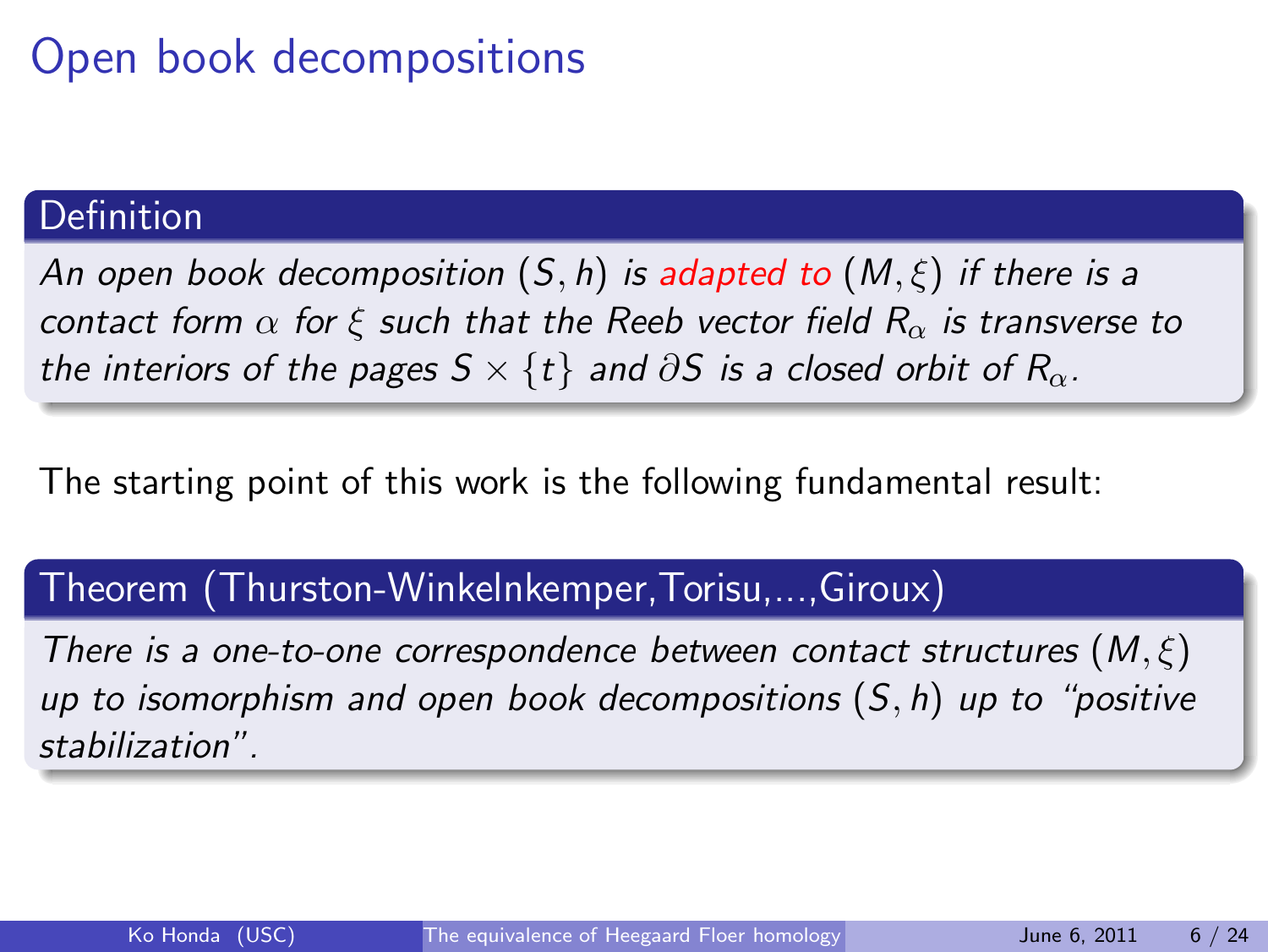# Open book decompositions

**Definition**

*An open book decomposition $(S, h)$ is adapted to $(M, \xi)$ if there is a contact form $\alpha$ for $\xi$ such that the Reeb vector field $R_\alpha$ is transverse to the interiors of the pages $S \times \{t\}$ and $\partial S$ is a closed orbit of $R_\alpha$.*

The starting point of this work is the following fundamental result:

**Theorem (Thurston-Winkelnkemper,Torisu,...,Giroux)**

*There is a one-to-one correspondence between contact structures $(M, \xi)$ up to isomorphism and open book decompositions $(S, h)$ up to "positive stabilization".*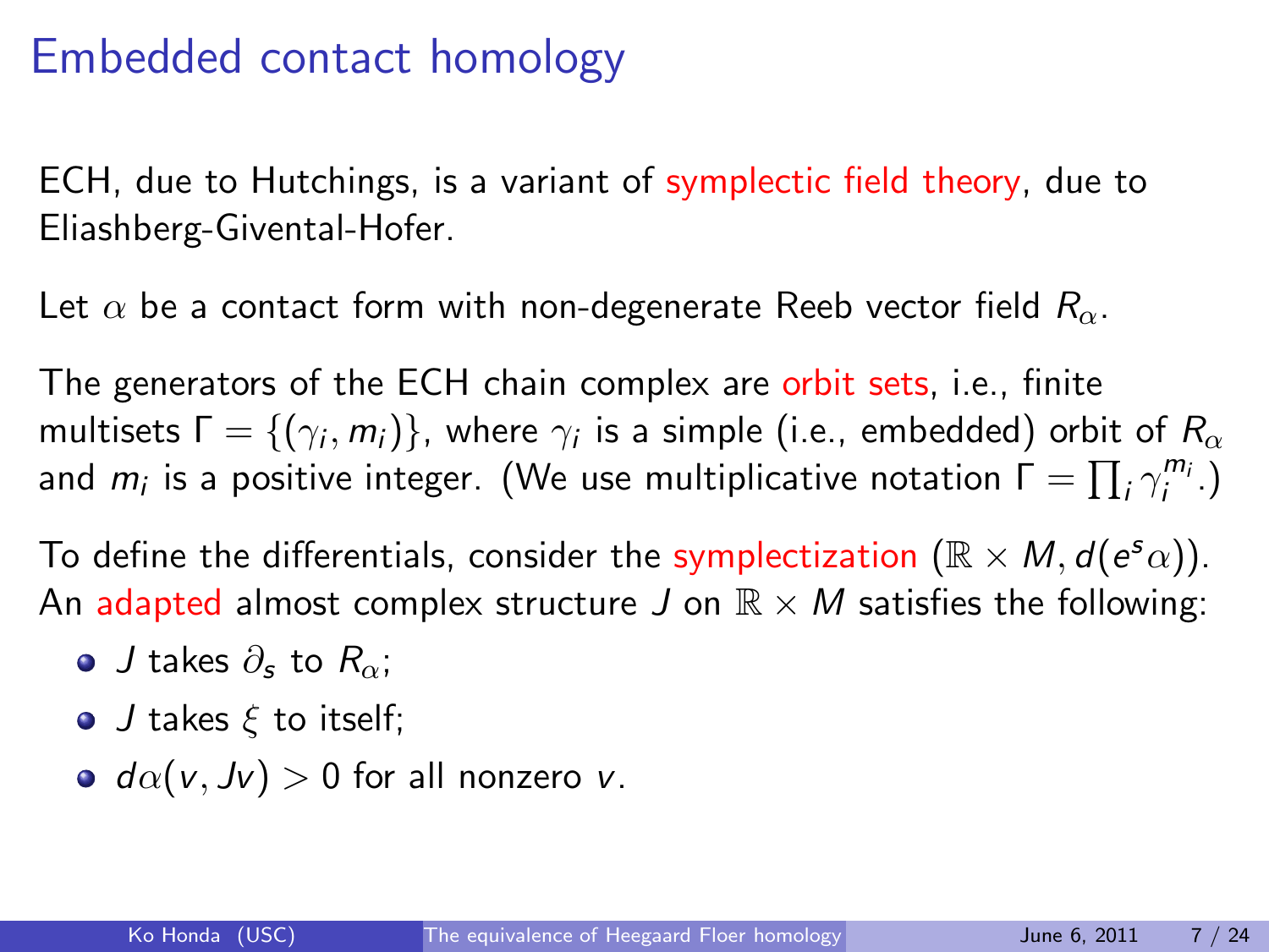# Embedded contact homology

ECH, due to Hutchings, is a variant of symplectic field theory, due to Eliashberg-Givental-Hofer.

Let $\alpha$ be a contact form with non-degenerate Reeb vector field $R_\alpha$.

The generators of the ECH chain complex are orbit sets, i.e., finite multisets $\Gamma = \{(\gamma_i, m_i)\}$, where $\gamma_i$ is a simple (i.e., embedded) orbit of $R_\alpha$ and $m_i$ is a positive integer. (We use multiplicative notation $\Gamma = \prod_i \gamma_i^{m_i}$.)

To define the differentials, consider the symplectization $(\mathbb{R} \times M, d(e^s\alpha))$. An adapted almost complex structure $J$ on $\mathbb{R} \times M$ satisfies the following:

- $J$ takes $\partial_s$ to $R_\alpha$;
- $J$ takes $\xi$ to itself;
- $d\alpha(v, Jv) > 0$ for all nonzero $v$.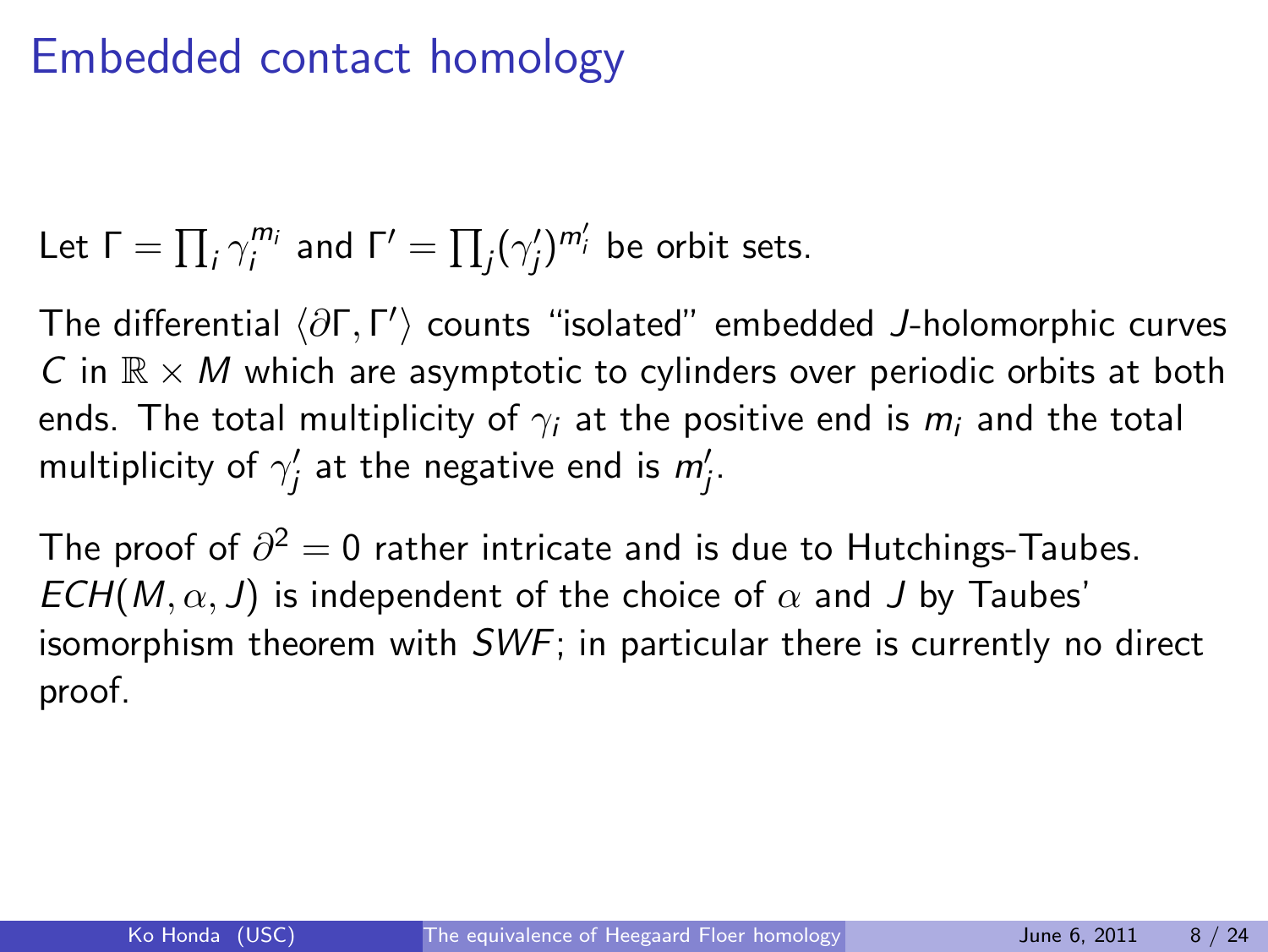# Embedded contact homology

Let $\Gamma = \prod_i \gamma_i^{m_i}$ and $\Gamma' = \prod_j (\gamma_j')^{m_i'}$ be orbit sets.

The differential $\langle \partial \Gamma, \Gamma' \rangle$ counts "isolated" embedded $J$-holomorphic curves $C$ in $\mathbb{R} \times M$ which are asymptotic to cylinders over periodic orbits at both ends. The total multiplicity of $\gamma_i$ at the positive end is $m_i$ and the total multiplicity of $\gamma_j'$ at the negative end is $m_j'$.

The proof of $\partial^2 = 0$ rather intricate and is due to Hutchings-Taubes. $ECH(M, \alpha, J)$ is independent of the choice of $\alpha$ and $J$ by Taubes' isomorphism theorem with $SWF$; in particular there is currently no direct proof.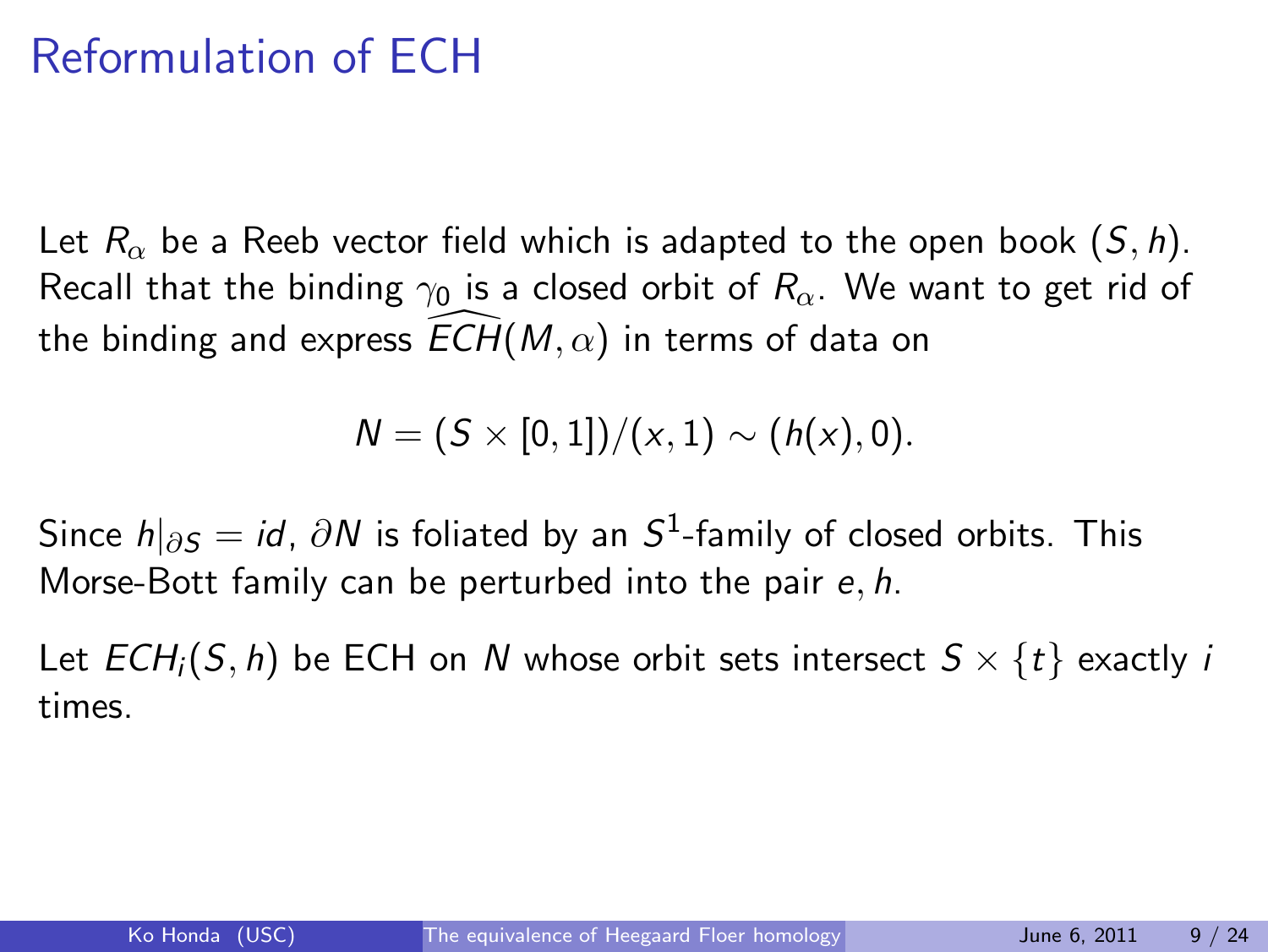# Reformulation of ECH

Let $R_\alpha$ be a Reeb vector field which is adapted to the open book $(S, h)$. Recall that the binding $\gamma_0$ is a closed orbit of $R_\alpha$. We want to get rid of the binding and express $\widehat{ECH}(M, \alpha)$ in terms of data on

$$N = (S \times [0,1])/(x,1) \sim (h(x),0).$$

Since $h|_{\partial S} = id$, $\partial N$ is foliated by an $S^1$-family of closed orbits. This Morse-Bott family can be perturbed into the pair $e, h$.

Let $ECH_i(S, h)$ be ECH on $N$ whose orbit sets intersect $S \times \{t\}$ exactly $i$ times.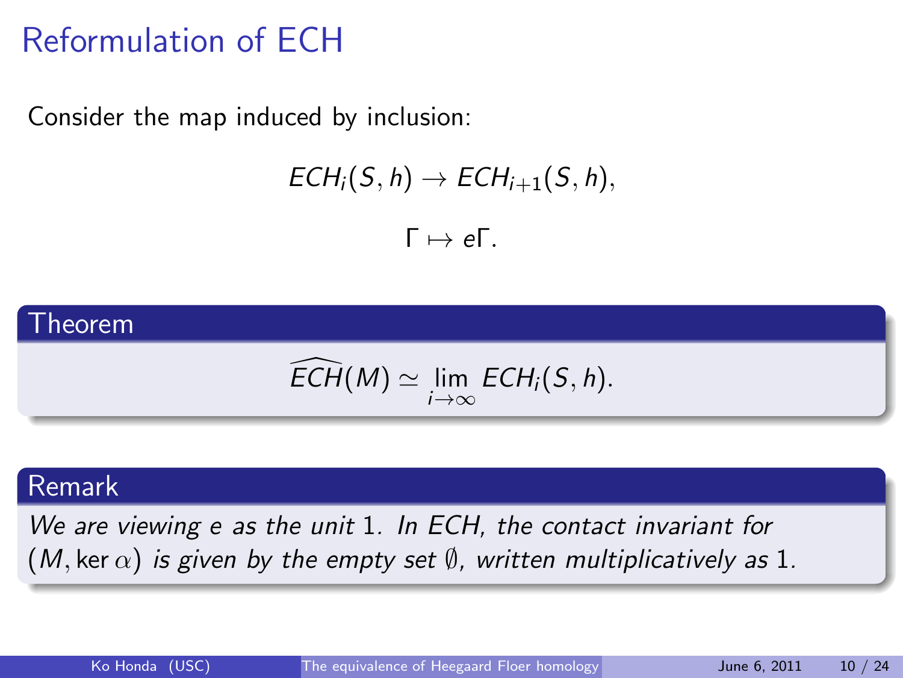# Reformulation of ECH

Consider the map induced by inclusion:

$$ECH_i(S,h) \to ECH_{i+1}(S,h),$$

$$\Gamma \mapsto e\Gamma.$$

**Theorem**

$$\widehat{ECH}(M) \simeq \lim_{i\to\infty} ECH_i(S,h).$$

**Remark**

*We are viewing $e$ as the unit $1$. In ECH, the contact invariant for $(M, \ker\alpha)$ is given by the empty set $\emptyset$, written multiplicatively as $1$.*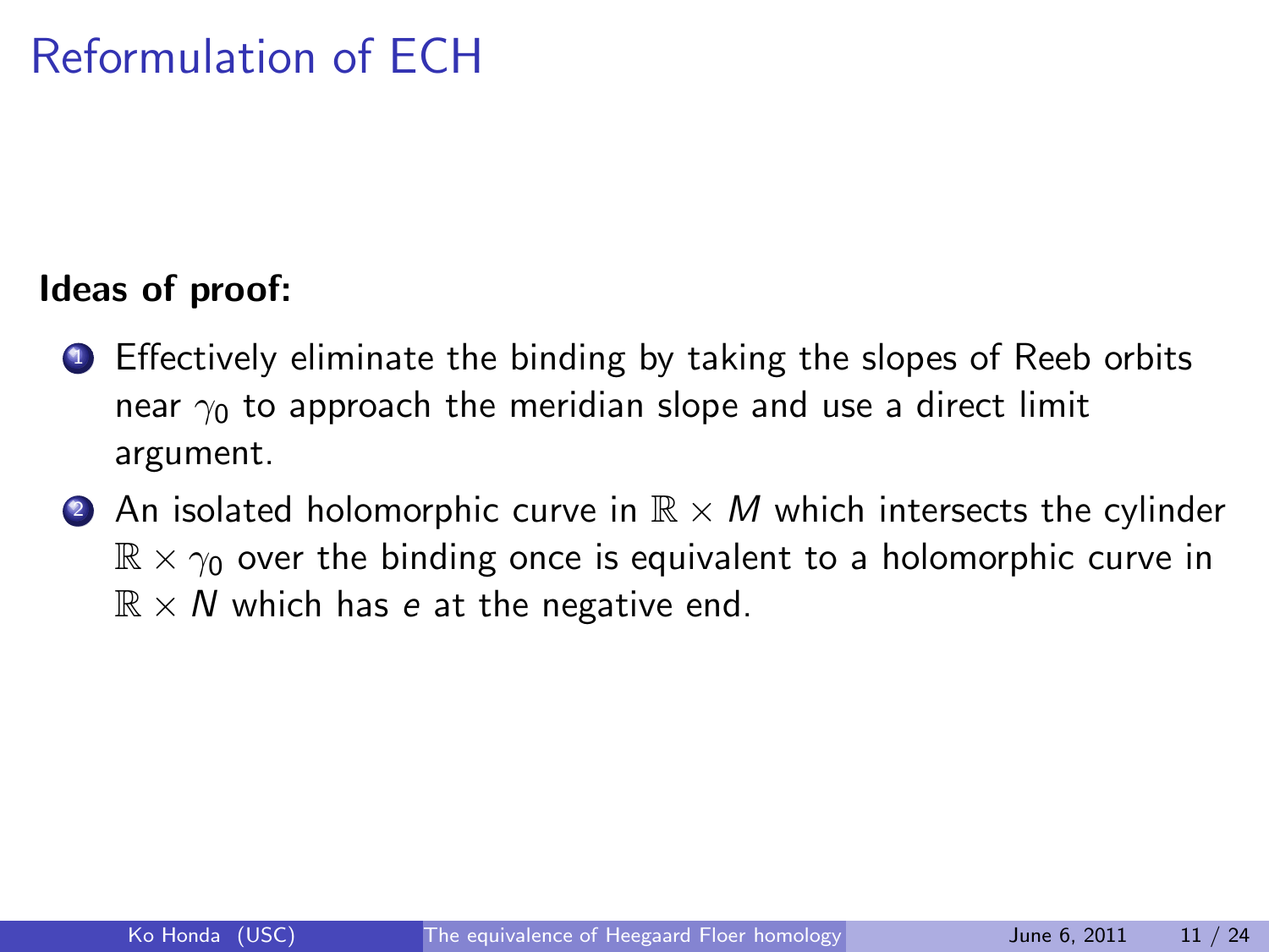# Reformulation of ECH

**Ideas of proof:**

1. Effectively eliminate the binding by taking the slopes of Reeb orbits near $\gamma_0$ to approach the meridian slope and use a direct limit argument.
2. An isolated holomorphic curve in $\mathbb{R} \times M$ which intersects the cylinder $\mathbb{R} \times \gamma_0$ over the binding once is equivalent to a holomorphic curve in $\mathbb{R} \times N$ which has $e$ at the negative end.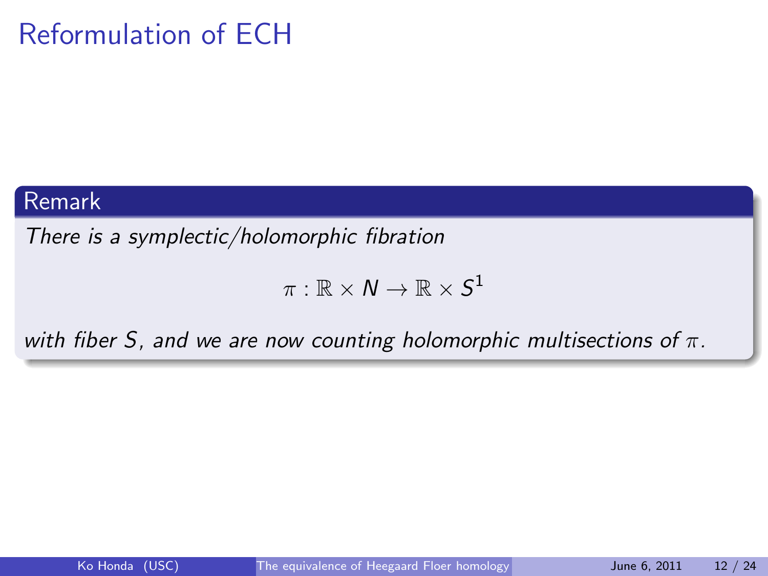# Reformulation of ECH

**Remark**

*There is a symplectic/holomorphic fibration*

$$\pi : \mathbb{R} \times N \to \mathbb{R} \times S^1$$

*with fiber $S$, and we are now counting holomorphic multisections of $\pi$.*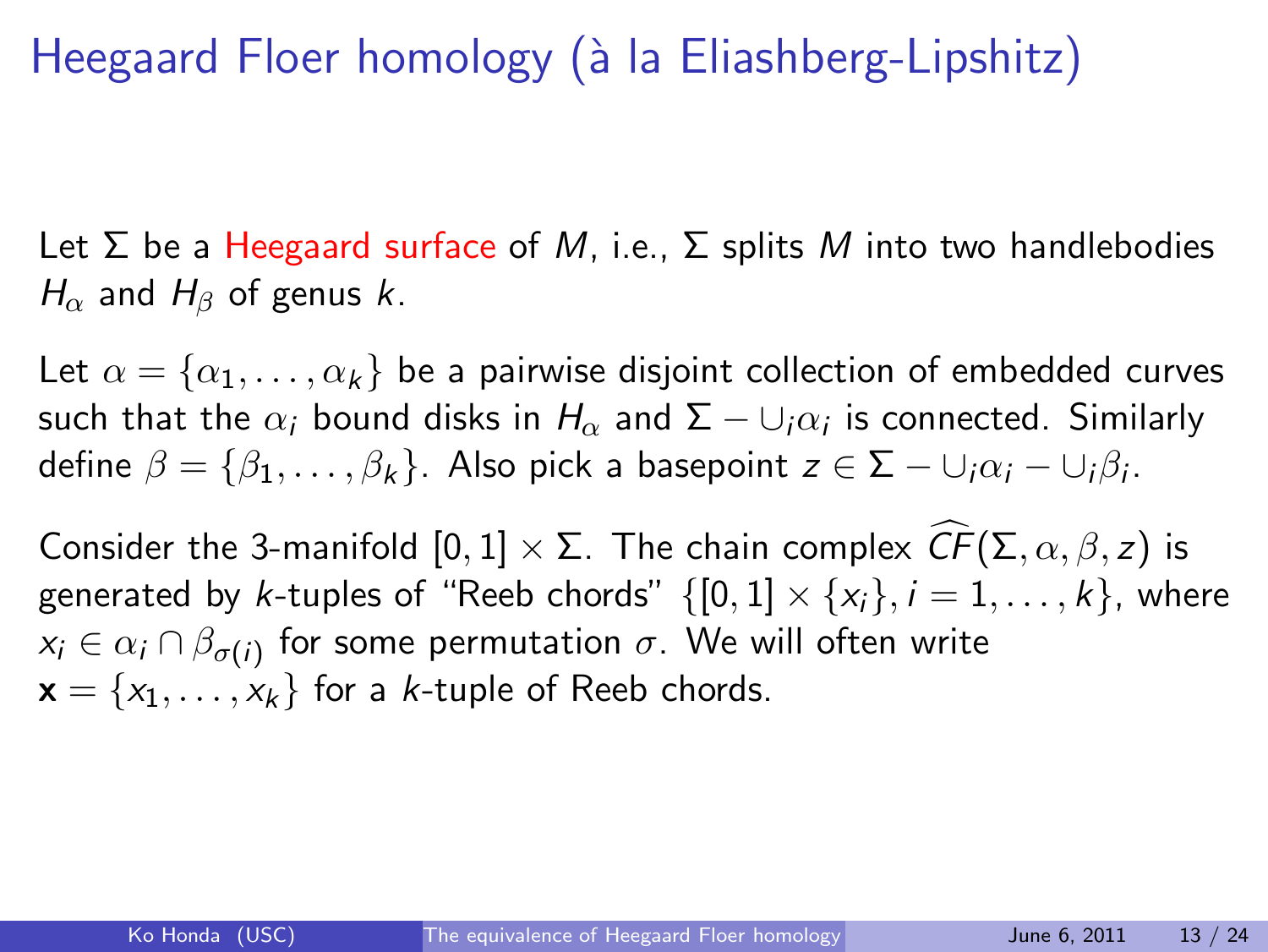# Heegaard Floer homology (à la Eliashberg-Lipshitz)

Let $\Sigma$ be a Heegaard surface of $M$, i.e., $\Sigma$ splits $M$ into two handlebodies $H_\alpha$ and $H_\beta$ of genus $k$.

Let $\alpha = \{\alpha_1, \dots, \alpha_k\}$ be a pairwise disjoint collection of embedded curves such that the $\alpha_i$ bound disks in $H_\alpha$ and $\Sigma - \cup_i \alpha_i$ is connected. Similarly define $\beta = \{\beta_1, \dots, \beta_k\}$. Also pick a basepoint $z \in \Sigma - \cup_i \alpha_i - \cup_i \beta_i$.

Consider the 3-manifold $[0,1] \times \Sigma$. The chain complex $\widehat{CF}(\Sigma, \alpha, \beta, z)$ is generated by $k$-tuples of "Reeb chords" $\{[0,1] \times \{x_i\}, i = 1, \dots, k\}$, where $x_i \in \alpha_i \cap \beta_{\sigma(i)}$ for some permutation $\sigma$. We will often write $\mathbf{x} = \{x_1, \dots, x_k\}$ for a $k$-tuple of Reeb chords.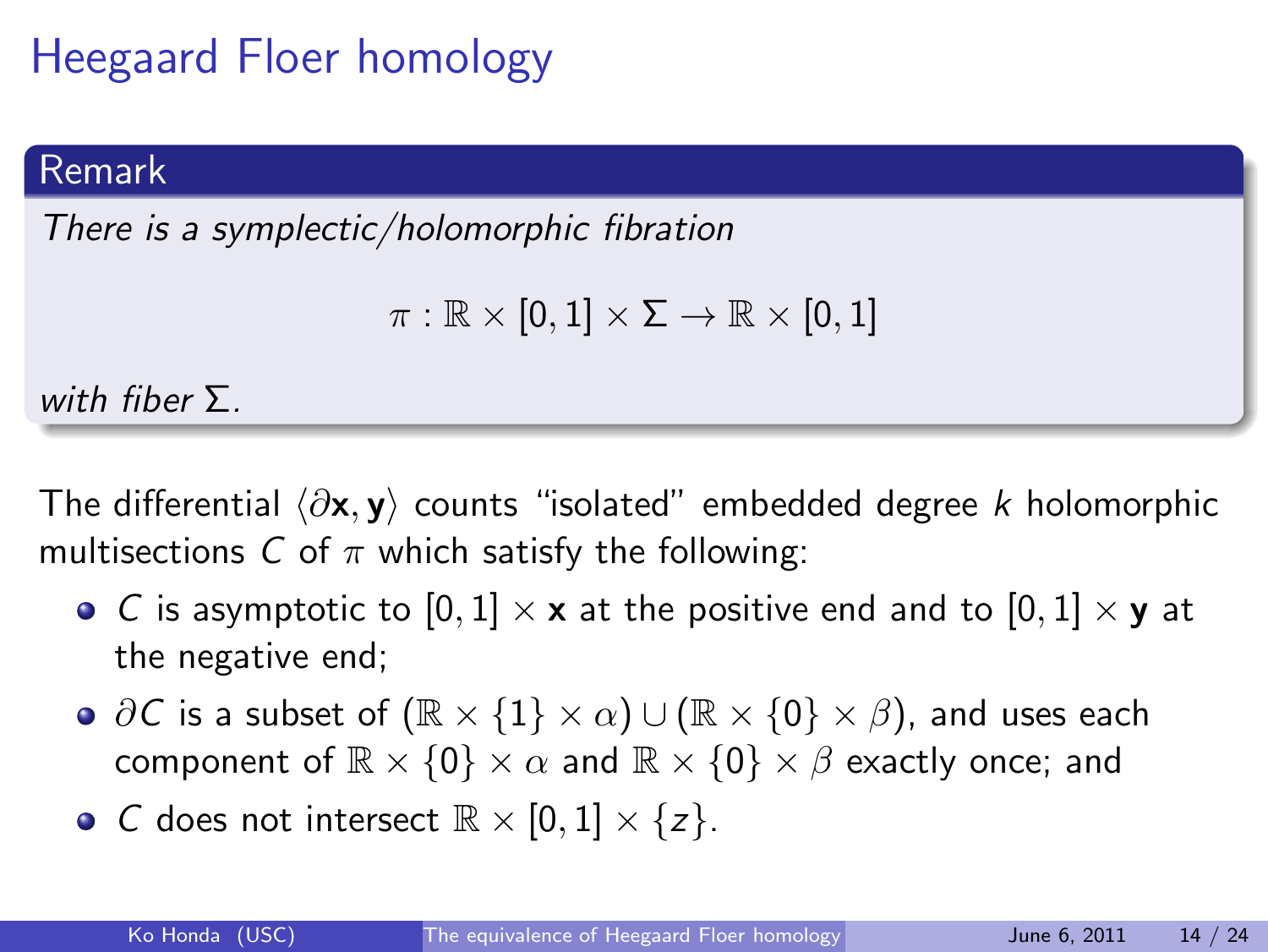# Heegaard Floer homology

**Remark**

*There is a symplectic/holomorphic fibration*

$$\pi : \mathbb{R} \times [0,1] \times \Sigma \to \mathbb{R} \times [0,1]$$

*with fiber* $\Sigma$.

The differential $\langle \partial \mathbf{x}, \mathbf{y} \rangle$ counts "isolated" embedded degree $k$ holomorphic multisections $C$ of $\pi$ which satisfy the following:

- $C$ is asymptotic to $[0,1] \times \mathbf{x}$ at the positive end and to $[0,1] \times \mathbf{y}$ at the negative end;
- $\partial C$ is a subset of $(\mathbb{R} \times \{1\} \times \alpha) \cup (\mathbb{R} \times \{0\} \times \beta)$, and uses each component of $\mathbb{R} \times \{0\} \times \alpha$ and $\mathbb{R} \times \{0\} \times \beta$ exactly once; and
- $C$ does not intersect $\mathbb{R} \times [0,1] \times \{z\}$.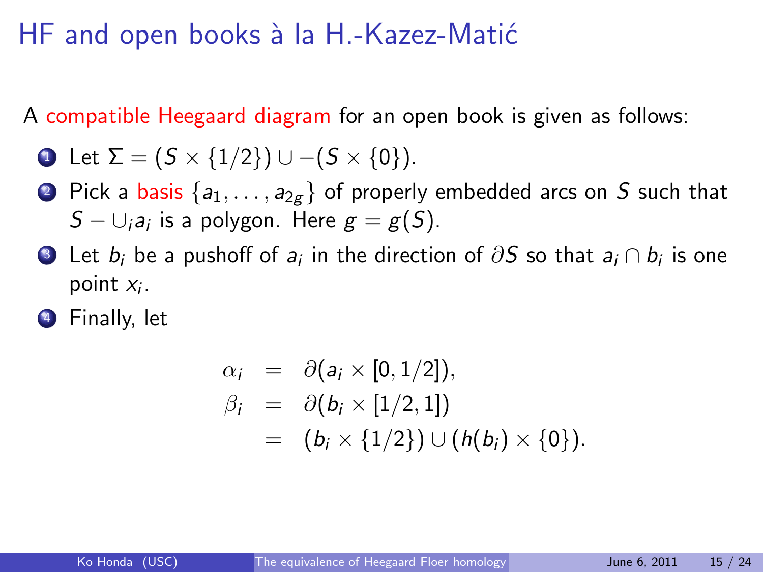# HF and open books à la H.-Kazez-Matić

A compatible Heegaard diagram for an open book is given as follows:

1. Let $\Sigma = (S \times \{1/2\}) \cup -(S \times \{0\})$.
2. Pick a basis $\{a_1, \dots, a_{2g}\}$ of properly embedded arcs on $S$ such that $S - \cup_i a_i$ is a polygon. Here $g = g(S)$.
3. Let $b_i$ be a pushoff of $a_i$ in the direction of $\partial S$ so that $a_i \cap b_i$ is one point $x_i$.
4. Finally, let

$$
\begin{aligned}
\alpha_i &= \partial(a_i \times [0, 1/2]), \\
\beta_i &= \partial(b_i \times [1/2, 1]) \\
&= (b_i \times \{1/2\}) \cup (h(b_i) \times \{0\}).
\end{aligned}
$$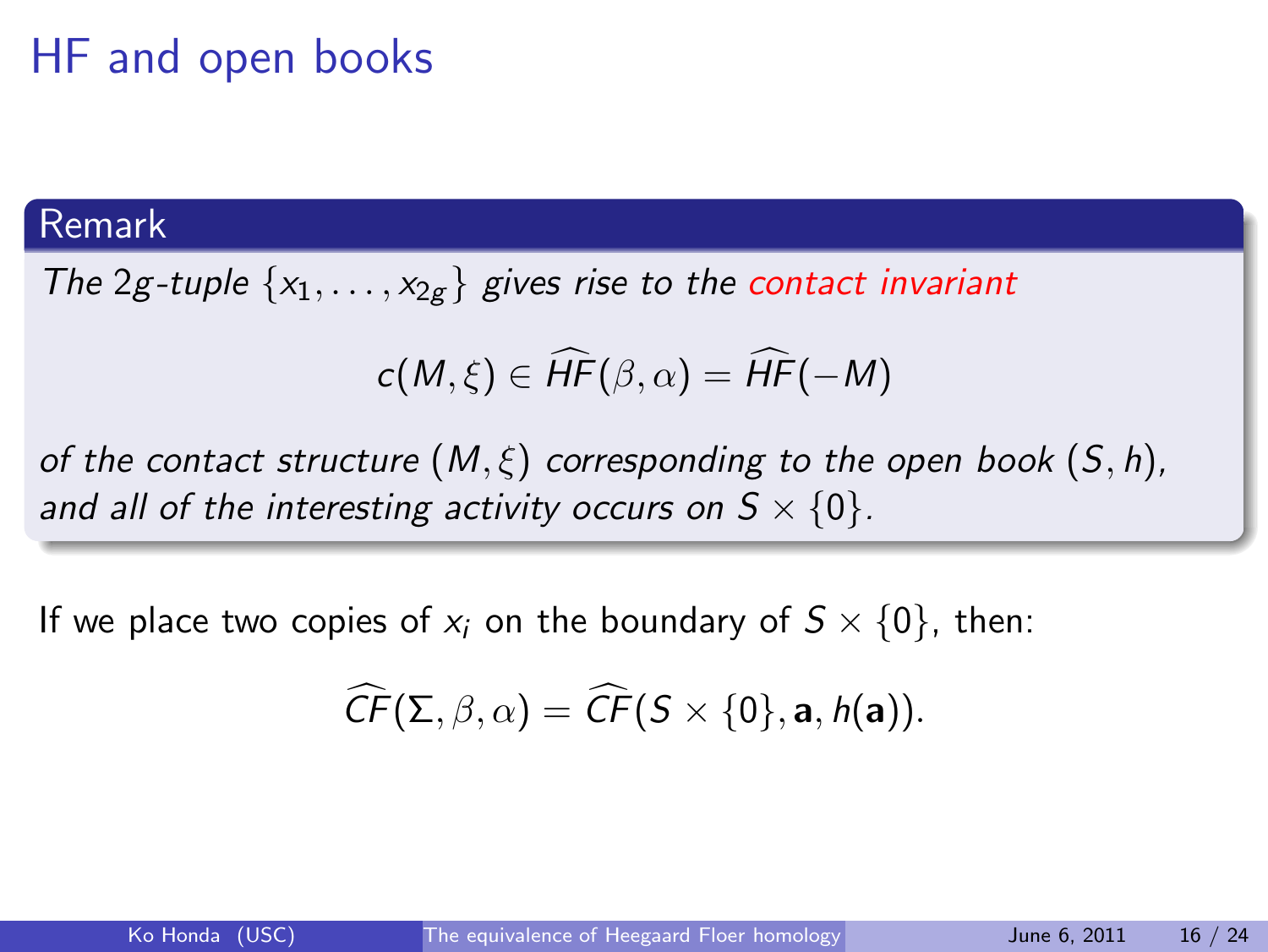# HF and open books

**Remark**

*The $2g$-tuple $\{x_1, \dots, x_{2g}\}$ gives rise to the contact invariant*

$$c(M, \xi) \in \widehat{HF}(\beta, \alpha) = \widehat{HF}(-M)$$

*of the contact structure $(M, \xi)$ corresponding to the open book $(S, h)$, and all of the interesting activity occurs on $S \times \{0\}$.*

If we place two copies of $x_i$ on the boundary of $S \times \{0\}$, then:

$$\widehat{CF}(\Sigma, \beta, \alpha) = \widehat{CF}(S \times \{0\}, \mathbf{a}, h(\mathbf{a})).$$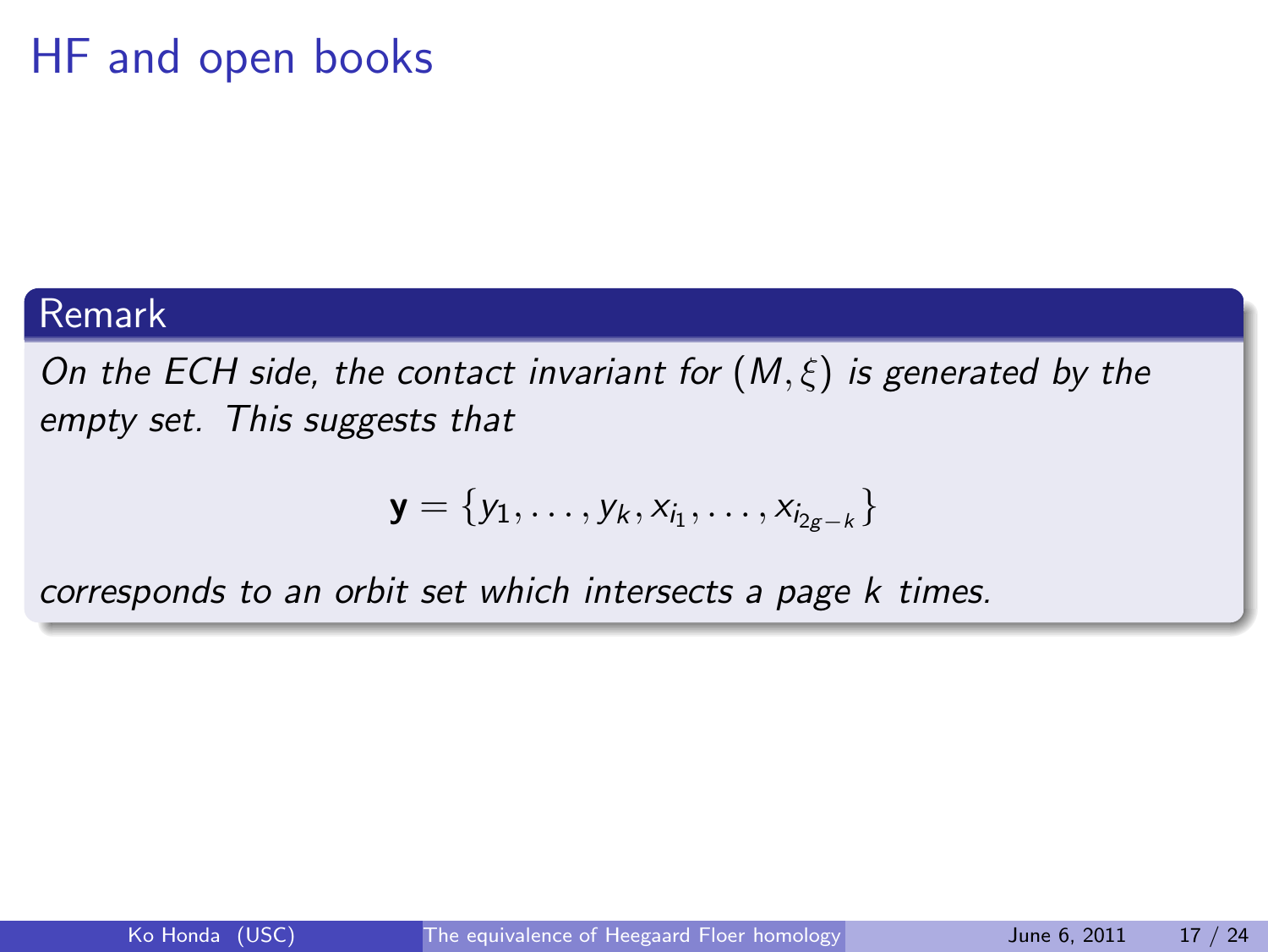# HF and open books

**Remark**

*On the ECH side, the contact invariant for $(M, \xi)$ is generated by the empty set. This suggests that*

$$\mathbf{y} = \{y_1, \dots, y_k, x_{i_1}, \dots, x_{i_{2g-k}}\}$$

*corresponds to an orbit set which intersects a page $k$ times.*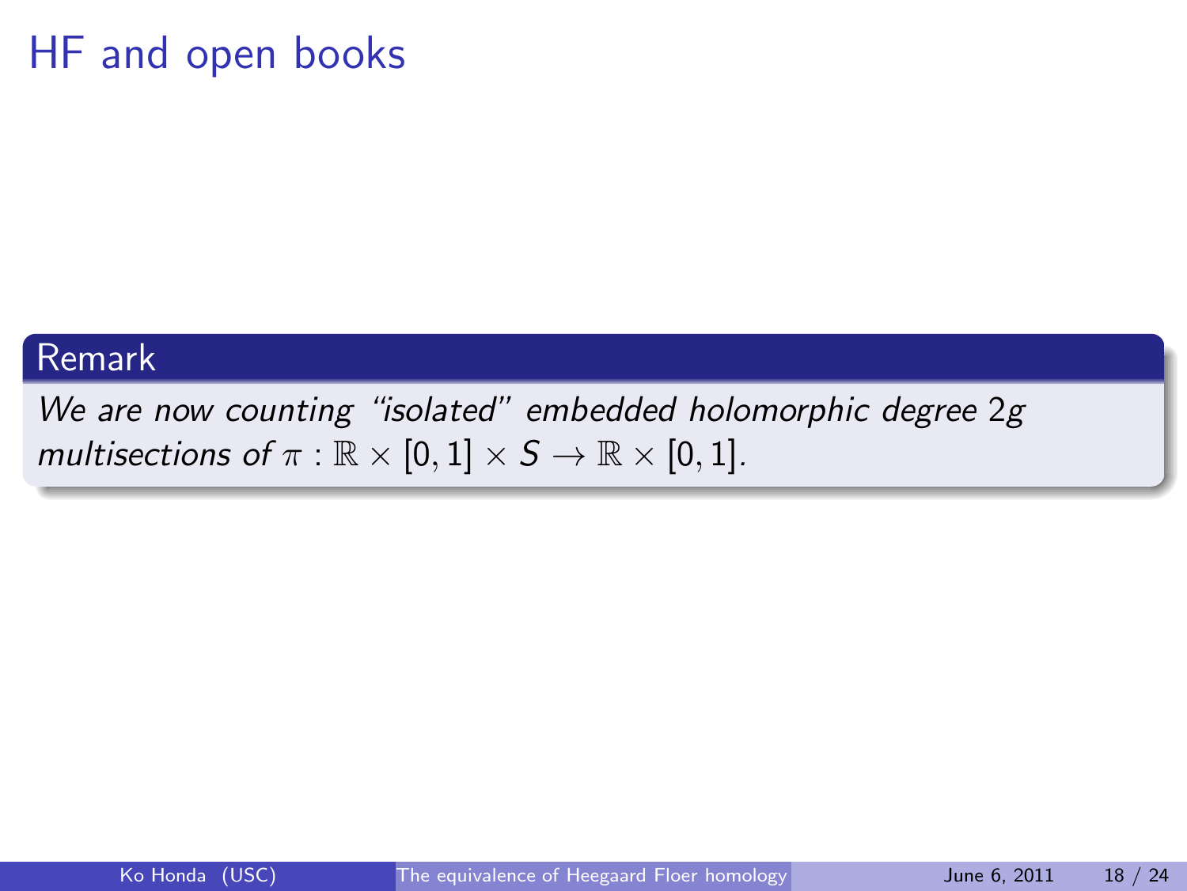# HF and open books

**Remark**

*We are now counting "isolated" embedded holomorphic degree $2g$ multisections of $\pi : \mathbb{R} \times [0,1] \times S \to \mathbb{R} \times [0,1]$.*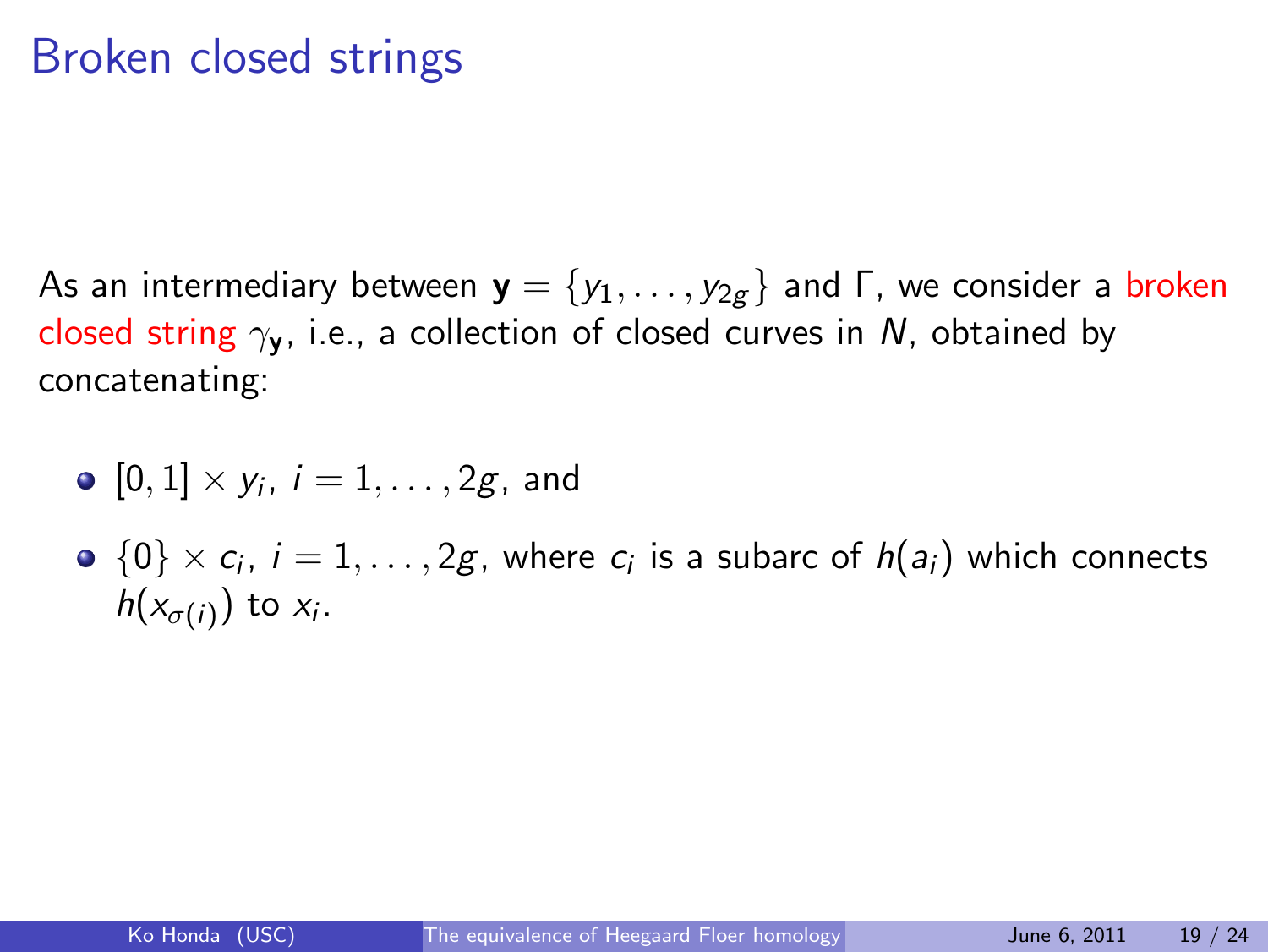# Broken closed strings

As an intermediary between $\mathbf{y} = \{y_1, \dots, y_{2g}\}$ and $\Gamma$, we consider a broken closed string $\gamma_{\mathbf{y}}$, i.e., a collection of closed curves in $N$, obtained by concatenating:

- $[0,1] \times y_i$, $i = 1, \dots, 2g$, and
- $\{0\} \times c_i$, $i = 1, \dots, 2g$, where $c_i$ is a subarc of $h(a_i)$ which connects $h(x_{\sigma(i)})$ to $x_i$.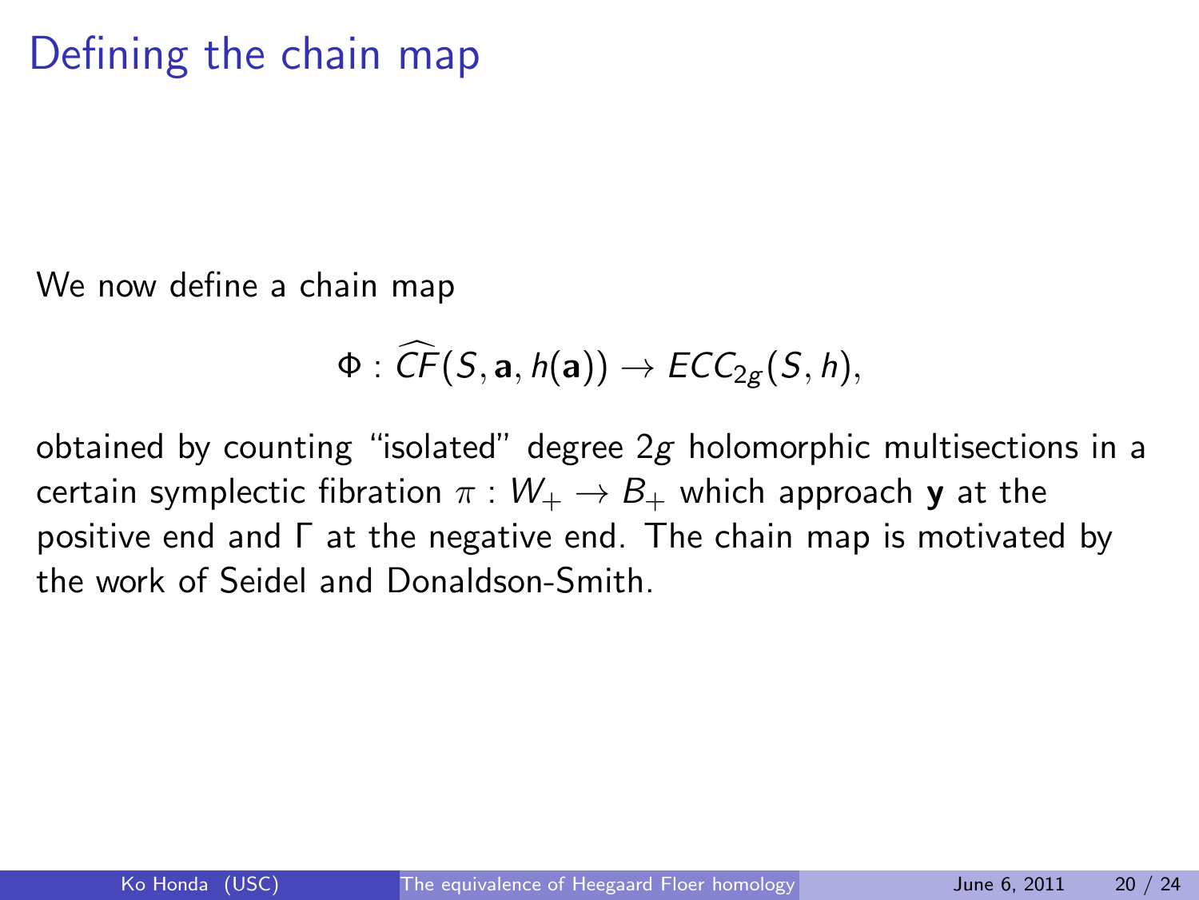# Defining the chain map

We now define a chain map

$$\Phi : \widehat{CF}(S, \mathbf{a}, h(\mathbf{a})) \to ECC_{2g}(S, h),$$

obtained by counting "isolated" degree $2g$ holomorphic multisections in a certain symplectic fibration $\pi : W_+ \to B_+$ which approach $\mathbf{y}$ at the positive end and $\Gamma$ at the negative end. The chain map is motivated by the work of Seidel and Donaldson-Smith.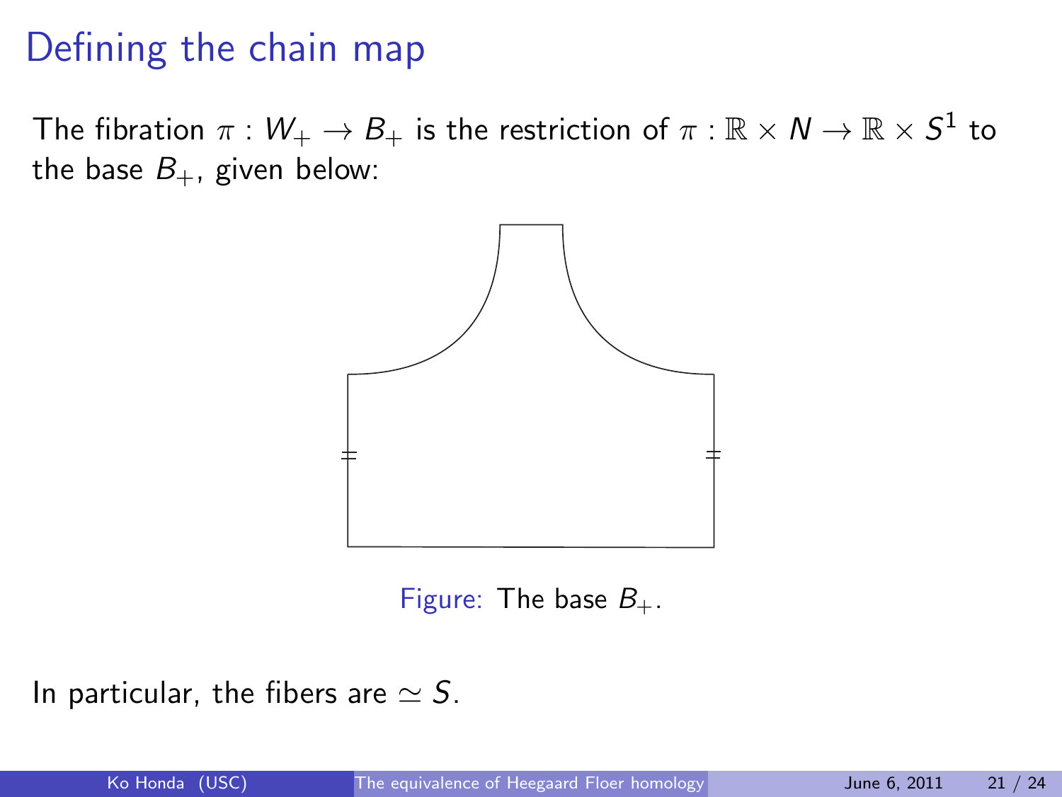# Defining the chain map

The fibration $\pi : W_+ \to B_+$ is the restriction of $\pi : \mathbb{R} \times N \to \mathbb{R} \times S^1$ to the base $B_+$, given below:

Figure: The base $B_+$.

In particular, the fibers are $\simeq S$.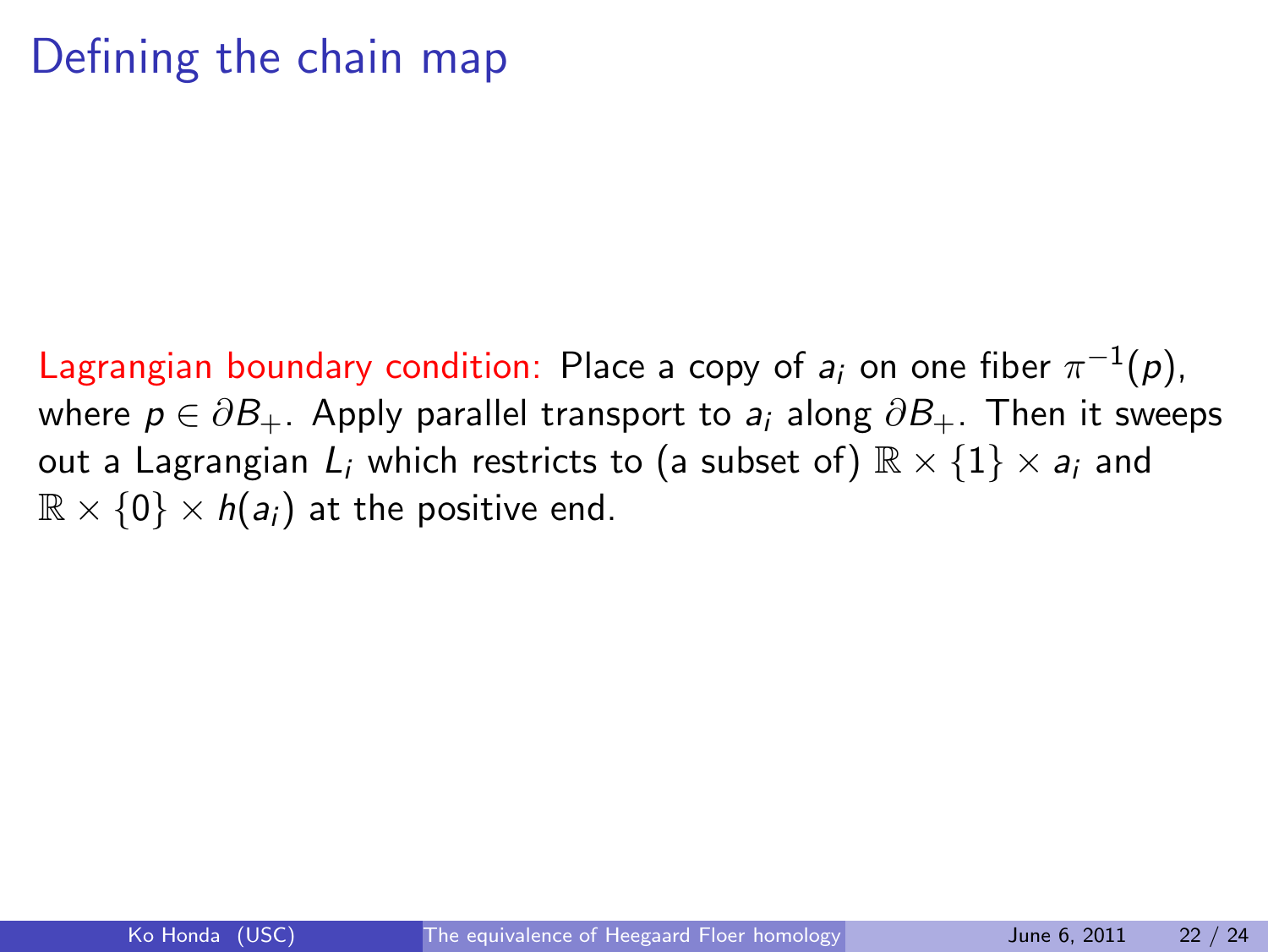# Defining the chain map

Lagrangian boundary condition: Place a copy of $a_i$ on one fiber $\pi^{-1}(p)$, where $p \in \partial B_+$. Apply parallel transport to $a_i$ along $\partial B_+$. Then it sweeps out a Lagrangian $L_i$ which restricts to (a subset of) $\mathbb{R} \times \{1\} \times a_i$ and $\mathbb{R} \times \{0\} \times h(a_i)$ at the positive end.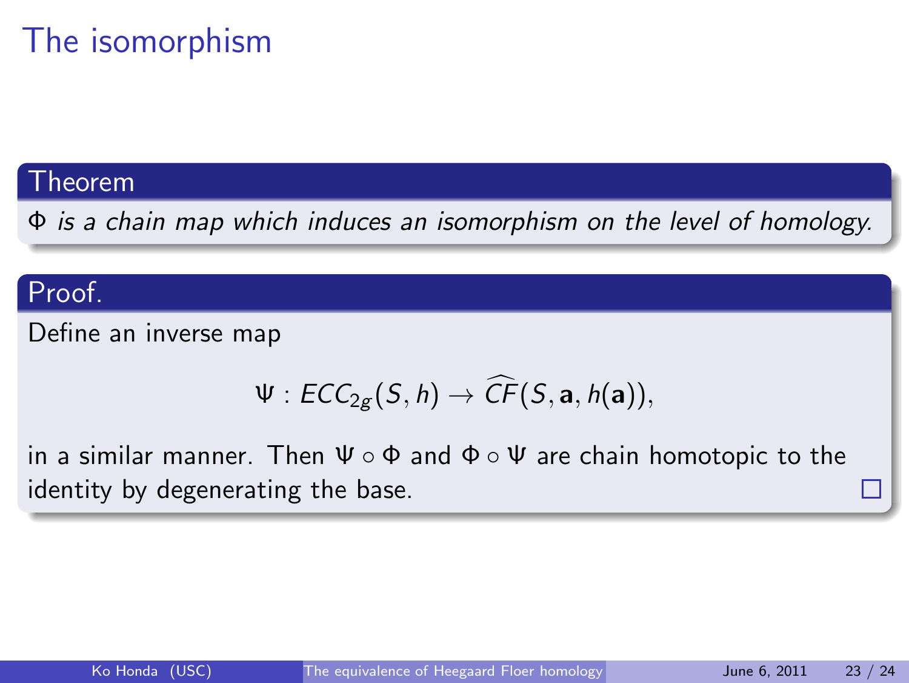# The isomorphism

**Theorem**

*$\Phi$ is a chain map which induces an isomorphism on the level of homology.*

**Proof.**

Define an inverse map

$$\Psi : ECC_{2g}(S,h) \to \widehat{CF}(S, \mathbf{a}, h(\mathbf{a})),$$

in a similar manner. Then $\Psi \circ \Phi$ and $\Phi \circ \Psi$ are chain homotopic to the identity by degenerating the base. □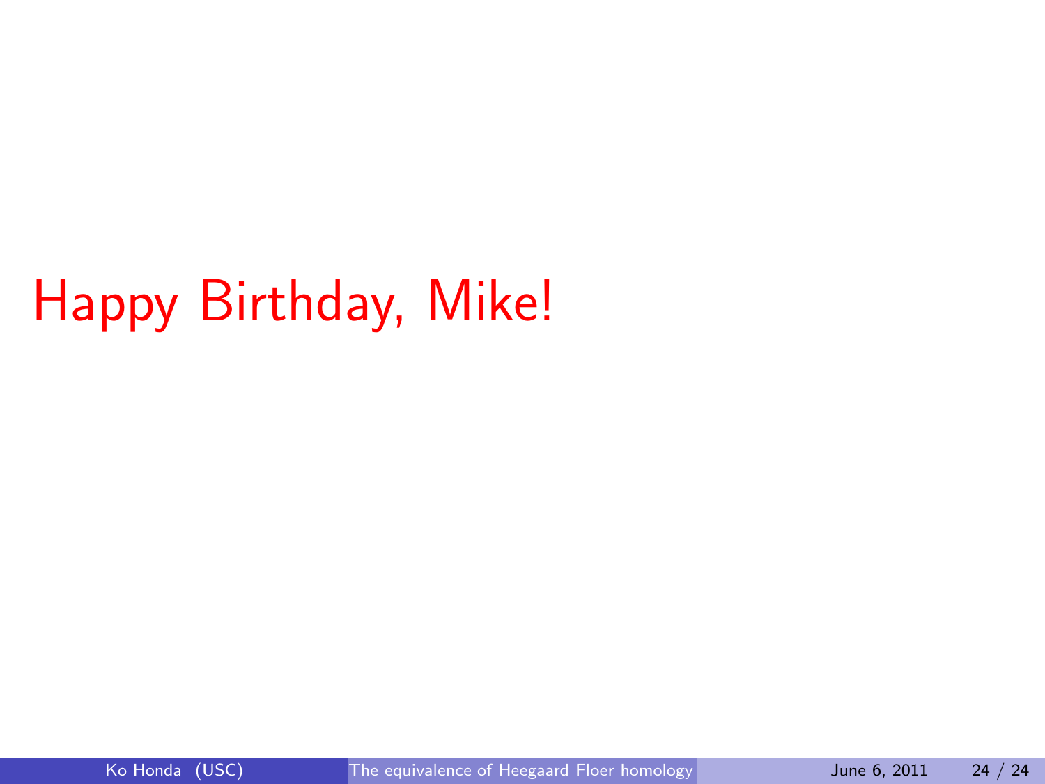Happy Birthday, Mike!